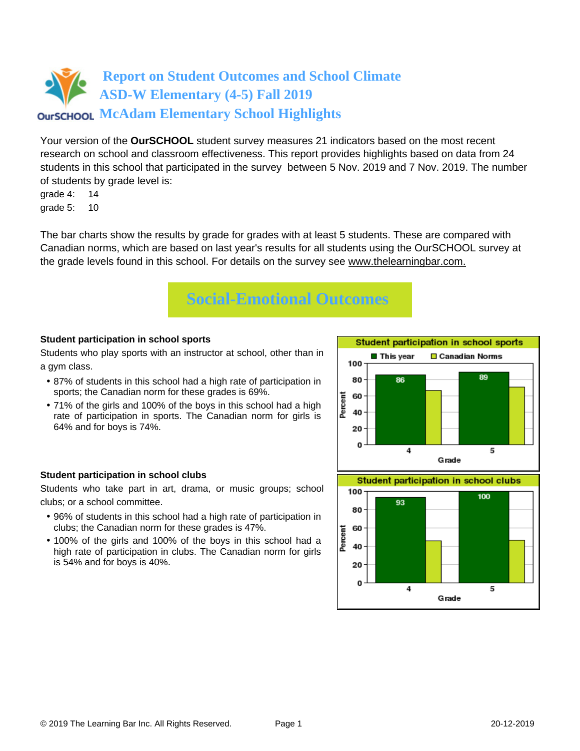# Report on Student Outcomes and School Climate
## ASD-W Elementary (4-5) Fall 2019
## McAdam Elementary School Highlights

Your version of the **OurSCHOOL** student survey measures 21 indicators based on the most recent research on school and classroom effectiveness. This report provides highlights based on data from 24 students in this school that participated in the survey between 5 Nov. 2019 and 7 Nov. 2019. The number of students by grade level is:

grade 4: 14
grade 5: 10

The bar charts show the results by grade for grades with at least 5 students. These are compared with Canadian norms, which are based on last year's results for all students using the OurSCHOOL survey at the grade levels found in this school. For details on the survey see www.thelearningbar.com.

## Social-Emotional Outcomes

**Student participation in school sports**

Students who play sports with an instructor at school, other than in a gym class.

- 87% of students in this school had a high rate of participation in sports; the Canadian norm for these grades is 69%.
- 71% of the girls and 100% of the boys in this school had a high rate of participation in sports. The Canadian norm for girls is 64% and for boys is 74%.

**Student participation in school sports**

| Grade | This year | Canadian Norms |
|---|---|---|
| 4 | 86 | |
| 5 | 89 | |

**Student participation in school clubs**

Students who take part in art, drama, or music groups; school clubs; or a school committee.

- 96% of students in this school had a high rate of participation in clubs; the Canadian norm for these grades is 47%.
- 100% of the girls and 100% of the boys in this school had a high rate of participation in clubs. The Canadian norm for girls is 54% and for boys is 40%.

**Student participation in school clubs**

| Grade | This year | Canadian Norms |
|---|---|---|
| 4 | 93 | |
| 5 | 100 | |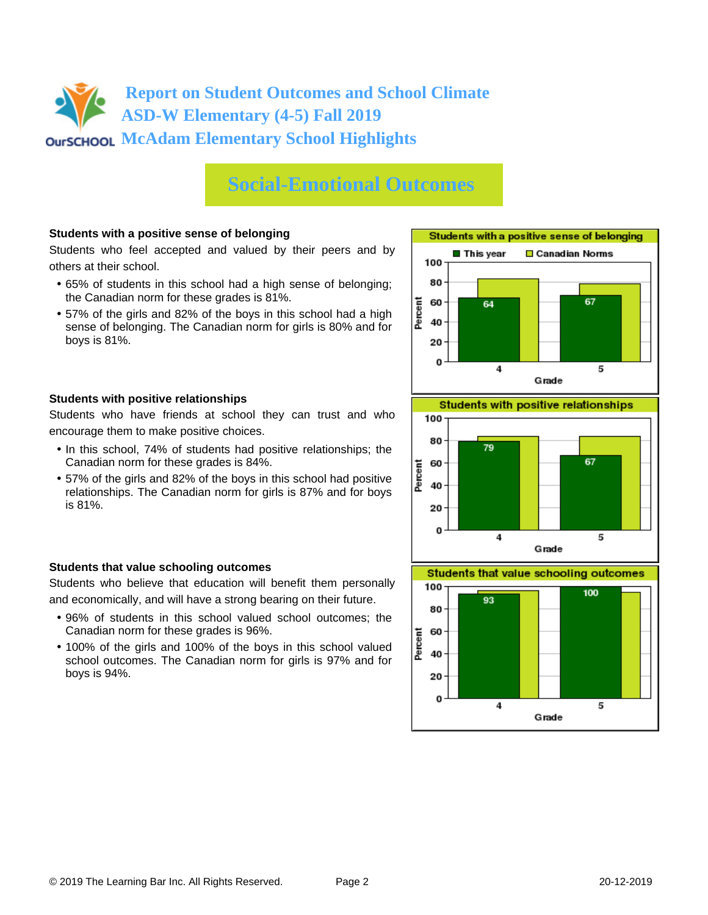# Report on Student Outcomes and School Climate
# ASD-W Elementary (4-5) Fall 2019
# McAdam Elementary School Highlights

## Social-Emotional Outcomes

### Students with a positive sense of belonging

Students who feel accepted and valued by their peers and by others at their school.

- 65% of students in this school had a high sense of belonging; the Canadian norm for these grades is 81%.
- 57% of the girls and 82% of the boys in this school had a high sense of belonging. The Canadian norm for girls is 80% and for boys is 81%.

**Students with a positive sense of belonging**

| Grade | This year | Canadian Norms |
|---|---|---|
| 4 | 64 | |
| 5 | 67 | |

### Students with positive relationships

Students who have friends at school they can trust and who encourage them to make positive choices.

- In this school, 74% of students had positive relationships; the Canadian norm for these grades is 84%.
- 57% of the girls and 82% of the boys in this school had positive relationships. The Canadian norm for girls is 87% and for boys is 81%.

**Students with positive relationships**

| Grade | This year | Canadian Norms |
|---|---|---|
| 4 | 79 | |
| 5 | 67 | |

### Students that value schooling outcomes

Students who believe that education will benefit them personally and economically, and will have a strong bearing on their future.

- 96% of students in this school valued school outcomes; the Canadian norm for these grades is 96%.
- 100% of the girls and 100% of the boys in this school valued school outcomes. The Canadian norm for girls is 97% and for boys is 94%.

**Students that value schooling outcomes**

| Grade | This year | Canadian Norms |
|---|---|---|
| 4 | 93 | |
| 5 | 100 | |

© 2019 The Learning Bar Inc. All Rights Reserved. 20-12-2019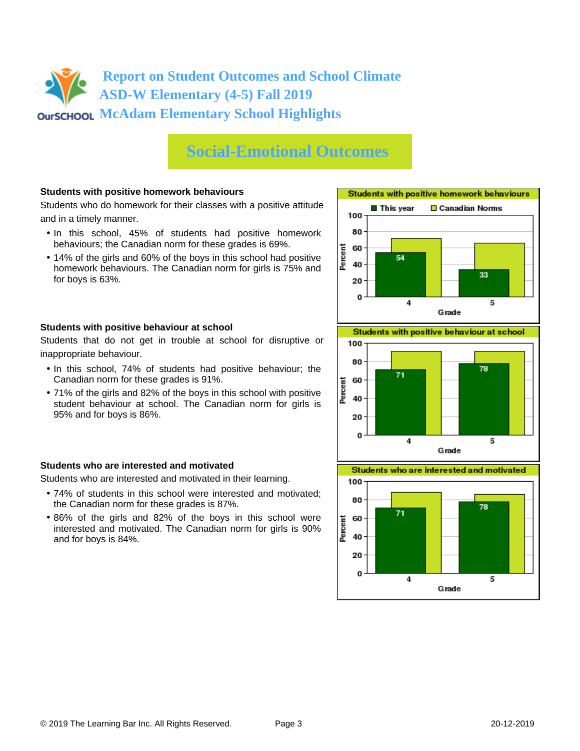# Report on Student Outcomes and School Climate
# ASD-W Elementary (4-5) Fall 2019
# McAdam Elementary School Highlights

## Social-Emotional Outcomes

**Students with positive homework behaviours**

Students who do homework for their classes with a positive attitude and in a timely manner.

- In this school, 45% of students had positive homework behaviours; the Canadian norm for these grades is 69%.
- 14% of the girls and 60% of the boys in this school had positive homework behaviours. The Canadian norm for girls is 75% and for boys is 63%.

**Students with positive homework behaviours**

| Grade | This year | Canadian Norms |
|---|---|---|
| 4 | 54 | |
| 5 | 33 | |

**Students with positive behaviour at school**

Students that do not get in trouble at school for disruptive or inappropriate behaviour.

- In this school, 74% of students had positive behaviour; the Canadian norm for these grades is 91%.
- 71% of the girls and 82% of the boys in this school with positive student behaviour at school. The Canadian norm for girls is 95% and for boys is 86%.

**Students with positive behaviour at school**

| Grade | This year | Canadian Norms |
|---|---|---|
| 4 | 71 | |
| 5 | 78 | |

**Students who are interested and motivated**

Students who are interested and motivated in their learning.

- 74% of students in this school were interested and motivated; the Canadian norm for these grades is 87%.
- 86% of the girls and 82% of the boys in this school were interested and motivated. The Canadian norm for girls is 90% and for boys is 84%.

**Students who are interested and motivated**

| Grade | This year | Canadian Norms |
|---|---|---|
| 4 | 71 | |
| 5 | 78 | |

© 2019 The Learning Bar Inc. All Rights Reserved. 20-12-2019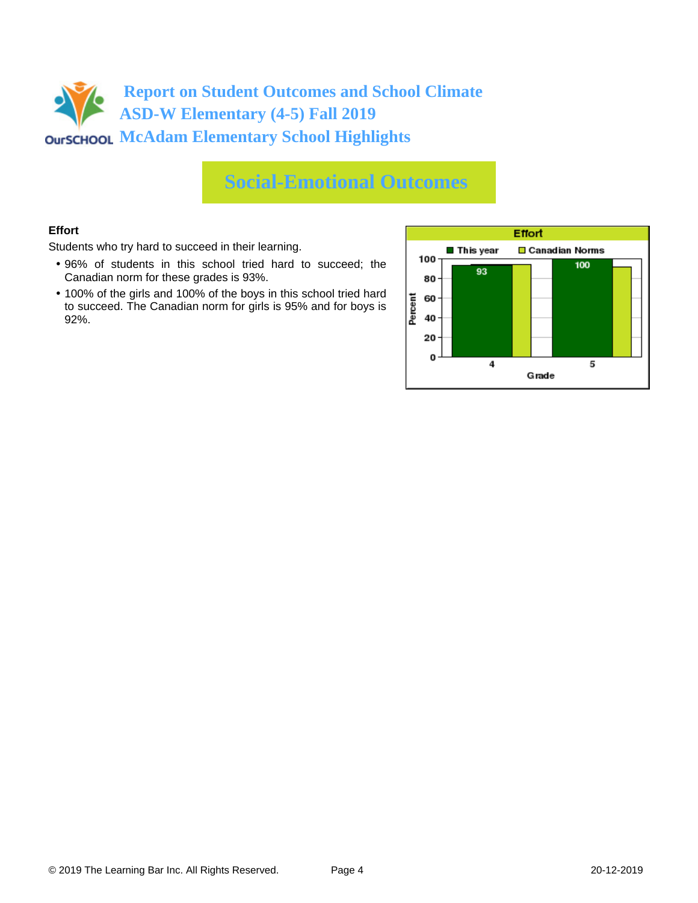# Report on Student Outcomes and School Climate
# ASD-W Elementary (4-5) Fall 2019
# McAdam Elementary School Highlights

## Social-Emotional Outcomes

### Effort

Students who try hard to succeed in their learning.

- 96% of students in this school tried hard to succeed; the Canadian norm for these grades is 93%.
- 100% of the girls and 100% of the boys in this school tried hard to succeed. The Canadian norm for girls is 95% and for boys is 92%.

**Effort**

| Grade | This year | Canadian Norms |
|---|---|---|
| 4 | 93 | |
| 5 | 100 | |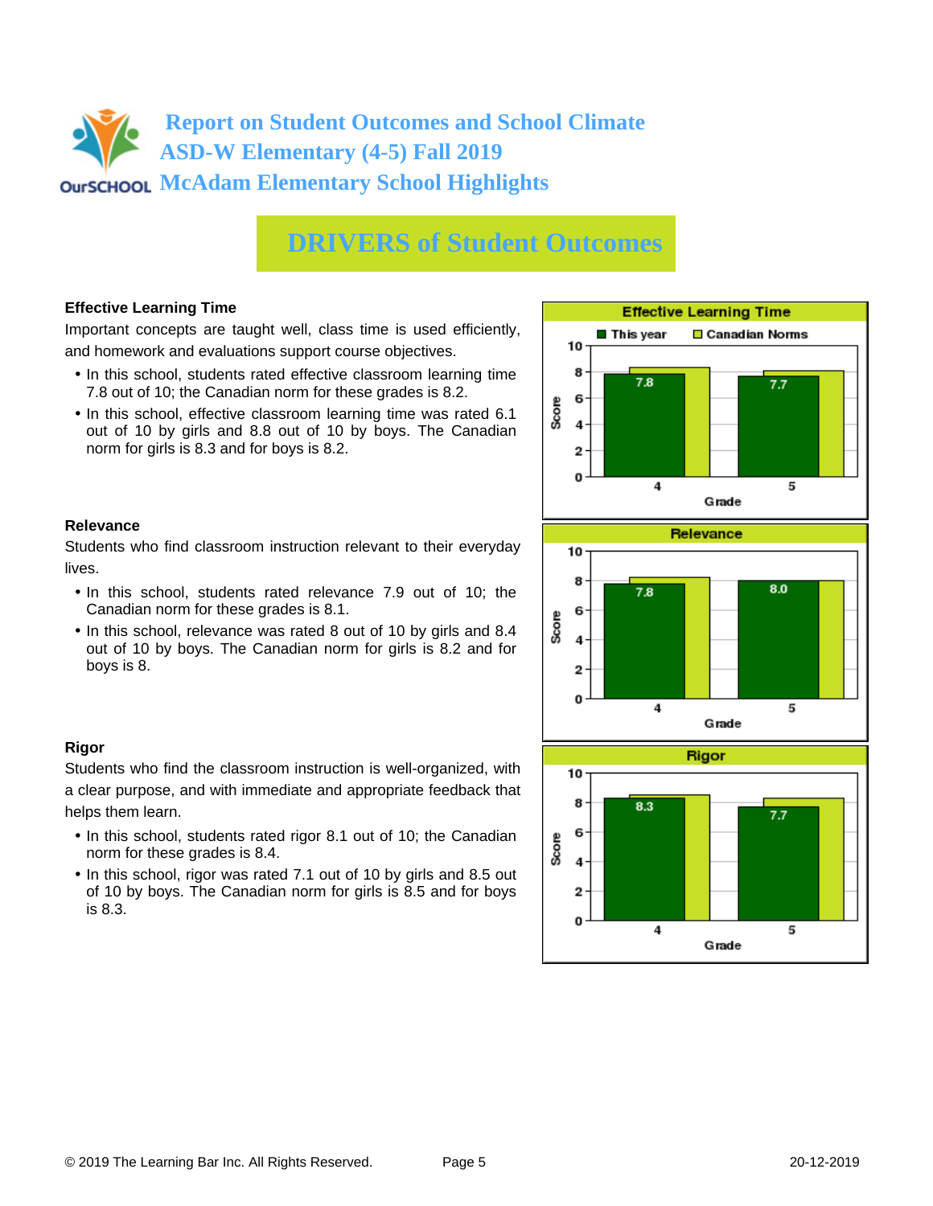# Report on Student Outcomes and School Climate
# ASD-W Elementary (4-5) Fall 2019
# McAdam Elementary School Highlights

## DRIVERS of Student Outcomes

### Effective Learning Time

Important concepts are taught well, class time is used efficiently, and homework and evaluations support course objectives.

- In this school, students rated effective classroom learning time 7.8 out of 10; the Canadian norm for these grades is 8.2.
- In this school, effective classroom learning time was rated 6.1 out of 10 by girls and 8.8 out of 10 by boys. The Canadian norm for girls is 8.3 and for boys is 8.2.

**Effective Learning Time**

| Grade | This year | Canadian Norms |
|---|---|---|
| 4 | 7.8 | |
| 5 | 7.7 | |

### Relevance

Students who find classroom instruction relevant to their everyday lives.

- In this school, students rated relevance 7.9 out of 10; the Canadian norm for these grades is 8.1.
- In this school, relevance was rated 8 out of 10 by girls and 8.4 out of 10 by boys. The Canadian norm for girls is 8.2 and for boys is 8.

**Relevance**

| Grade | This year | Canadian Norms |
|---|---|---|
| 4 | 7.8 | |
| 5 | 8.0 | |

### Rigor

Students who find the classroom instruction is well-organized, with a clear purpose, and with immediate and appropriate feedback that helps them learn.

- In this school, students rated rigor 8.1 out of 10; the Canadian norm for these grades is 8.4.
- In this school, rigor was rated 7.1 out of 10 by girls and 8.5 out of 10 by boys. The Canadian norm for girls is 8.5 and for boys is 8.3.

**Rigor**

| Grade | This year | Canadian Norms |
|---|---|---|
| 4 | 8.3 | |
| 5 | 7.7 | |

© 2019 The Learning Bar Inc. All Rights Reserved. 20-12-2019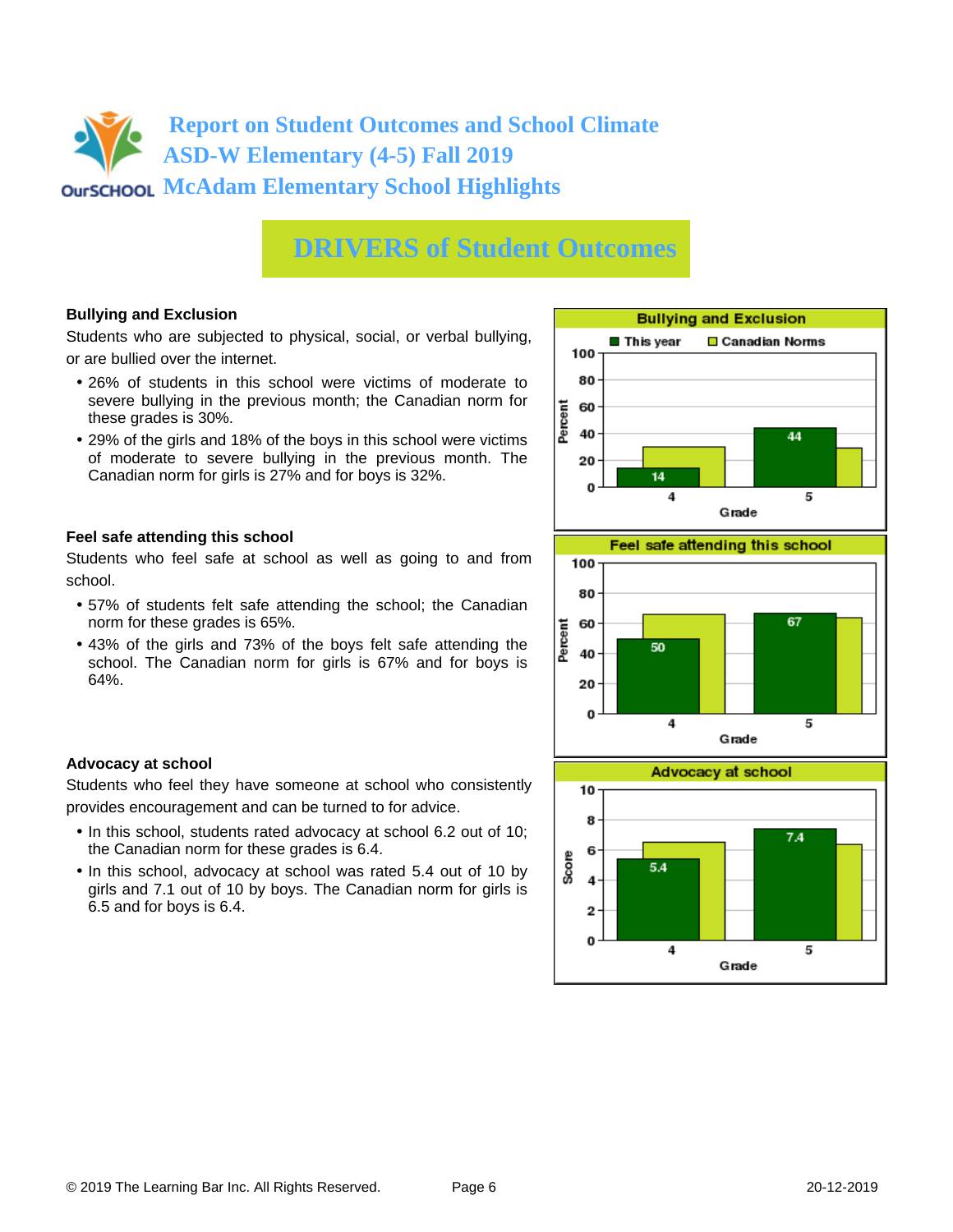# Report on Student Outcomes and School Climate
## ASD-W Elementary (4-5) Fall 2019
## McAdam Elementary School Highlights

## DRIVERS of Student Outcomes

### Bullying and Exclusion

Students who are subjected to physical, social, or verbal bullying, or are bullied over the internet.

- 26% of students in this school were victims of moderate to severe bullying in the previous month; the Canadian norm for these grades is 30%.
- 29% of the girls and 18% of the boys in this school were victims of moderate to severe bullying in the previous month. The Canadian norm for girls is 27% and for boys is 32%.

**Bullying and Exclusion** (Percent)

| Grade | This year | Canadian Norms |
|---|---|---|
| 4 | 14 | |
| 5 | 44 | |

### Feel safe attending this school

Students who feel safe at school as well as going to and from school.

- 57% of students felt safe attending the school; the Canadian norm for these grades is 65%.
- 43% of the girls and 73% of the boys felt safe attending the school. The Canadian norm for girls is 67% and for boys is 64%.

**Feel safe attending this school** (Percent)

| Grade | This year | Canadian Norms |
|---|---|---|
| 4 | 50 | |
| 5 | 67 | |

### Advocacy at school

Students who feel they have someone at school who consistently provides encouragement and can be turned to for advice.

- In this school, students rated advocacy at school 6.2 out of 10; the Canadian norm for these grades is 6.4.
- In this school, advocacy at school was rated 5.4 out of 10 by girls and 7.1 out of 10 by boys. The Canadian norm for girls is 6.5 and for boys is 6.4.

**Advocacy at school** (Score)

| Grade | This year | Canadian Norms |
|---|---|---|
| 4 | 5.4 | |
| 5 | 7.4 | |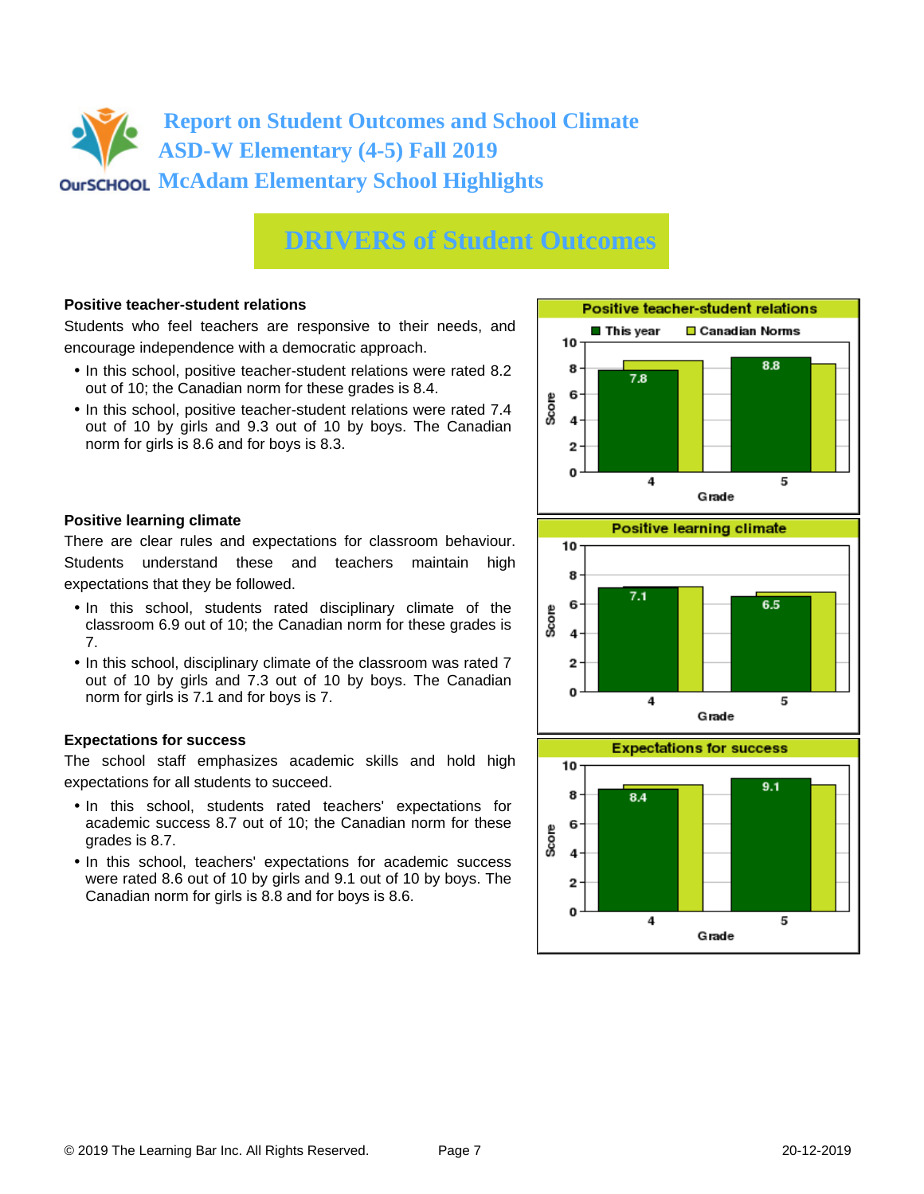# Report on Student Outcomes and School Climate
## ASD-W Elementary (4-5) Fall 2019
## McAdam Elementary School Highlights

# DRIVERS of Student Outcomes

### Positive teacher-student relations

Students who feel teachers are responsive to their needs, and encourage independence with a democratic approach.

- In this school, positive teacher-student relations were rated 8.2 out of 10; the Canadian norm for these grades is 8.4.
- In this school, positive teacher-student relations were rated 7.4 out of 10 by girls and 9.3 out of 10 by boys. The Canadian norm for girls is 8.6 and for boys is 8.3.

**Positive teacher-student relations**

| Grade | This year | Canadian Norms |
|---|---|---|
| 4 | 7.8 | |
| 5 | 8.8 | |

### Positive learning climate

There are clear rules and expectations for classroom behaviour. Students understand these and teachers maintain high expectations that they be followed.

- In this school, students rated disciplinary climate of the classroom 6.9 out of 10; the Canadian norm for these grades is 7.
- In this school, disciplinary climate of the classroom was rated 7 out of 10 by girls and 7.3 out of 10 by boys. The Canadian norm for girls is 7.1 and for boys is 7.

**Positive learning climate**

| Grade | This year | Canadian Norms |
|---|---|---|
| 4 | 7.1 | |
| 5 | 6.5 | |

### Expectations for success

The school staff emphasizes academic skills and hold high expectations for all students to succeed.

- In this school, students rated teachers' expectations for academic success 8.7 out of 10; the Canadian norm for these grades is 8.7.
- In this school, teachers' expectations for academic success were rated 8.6 out of 10 by girls and 9.1 out of 10 by boys. The Canadian norm for girls is 8.8 and for boys is 8.6.

**Expectations for success**

| Grade | This year | Canadian Norms |
|---|---|---|
| 4 | 8.4 | |
| 5 | 9.1 | |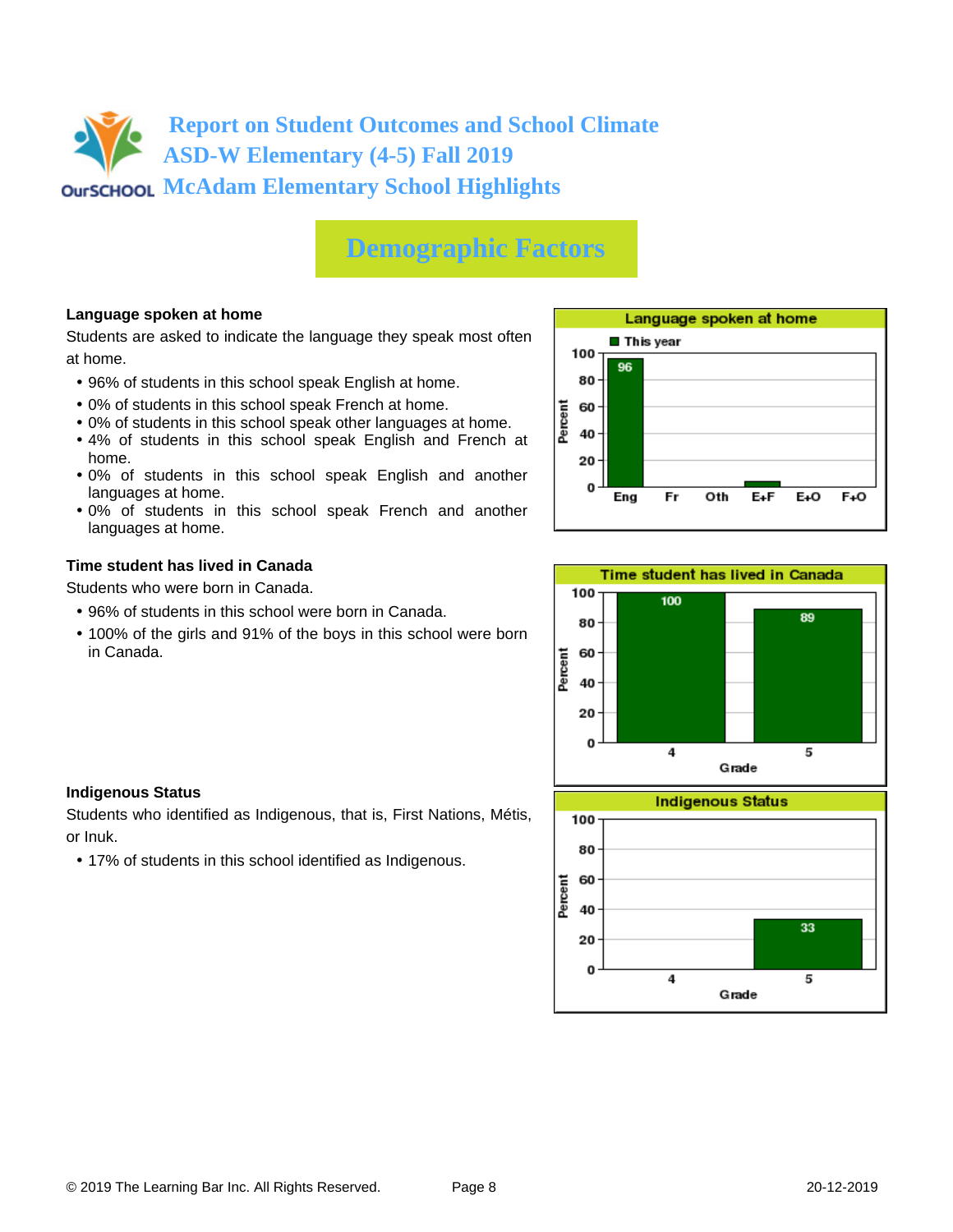# Report on Student Outcomes and School Climate
## ASD-W Elementary (4-5) Fall 2019
## McAdam Elementary School Highlights

## Demographic Factors

### Language spoken at home

Students are asked to indicate the language they speak most often at home.

- 96% of students in this school speak English at home.
- 0% of students in this school speak French at home.
- 0% of students in this school speak other languages at home.
- 4% of students in this school speak English and French at home.
- 0% of students in this school speak English and another languages at home.
- 0% of students in this school speak French and another languages at home.

**Language spoken at home** (Percent, This year)

| Eng | Fr | Oth | E+F | E+O | F+O |
|---|---|---|---|---|---|
| 96 | | | | | |

### Time student has lived in Canada

Students who were born in Canada.

- 96% of students in this school were born in Canada.
- 100% of the girls and 91% of the boys in this school were born in Canada.

**Time student has lived in Canada** (Percent)

| Grade | 4 | 5 |
|---|---|---|
| Percent | 100 | 89 |

### Indigenous Status

Students who identified as Indigenous, that is, First Nations, Métis, or Inuk.

- 17% of students in this school identified as Indigenous.

**Indigenous Status** (Percent)

| Grade | 4 | 5 |
|---|---|---|
| Percent | | 33 |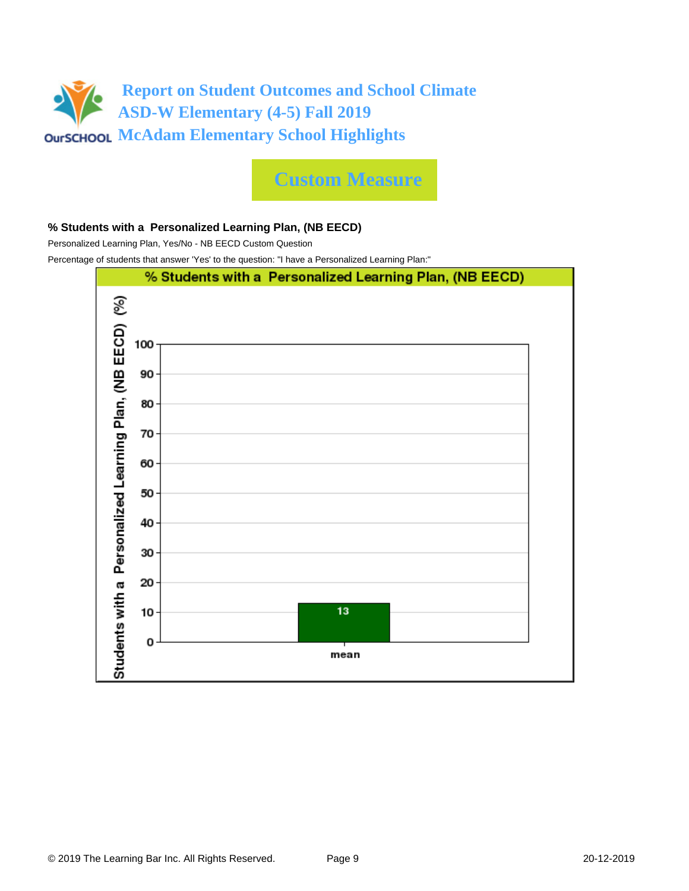# Report on Student Outcomes and School Climate
# ASD-W Elementary (4-5) Fall 2019
# McAdam Elementary School Highlights

## Custom Measure

**% Students with a Personalized Learning Plan, (NB EECD)**

Personalized Learning Plan, Yes/No - NB EECD Custom Question

Percentage of students that answer 'Yes' to the question: "I have a Personalized Learning Plan:"

**% Students with a Personalized Learning Plan, (NB EECD)**

| | Students with a Personalized Learning Plan, (NB EECD) (%) |
|---|---|
| mean | 13 |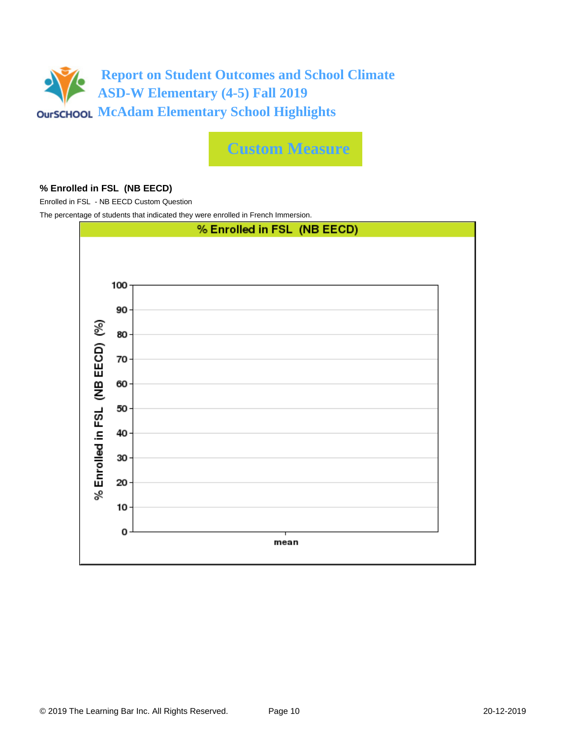# Report on Student Outcomes and School Climate
## ASD-W Elementary (4-5) Fall 2019
## McAdam Elementary School Highlights

## Custom Measure

**% Enrolled in FSL (NB EECD)**

Enrolled in FSL - NB EECD Custom Question

The percentage of students that indicated they were enrolled in French Immersion.

**% Enrolled in FSL (NB EECD)**

% Enrolled in FSL (NB EECD) (%)

100
90
80
70
60
50
40
30
20
10
0

mean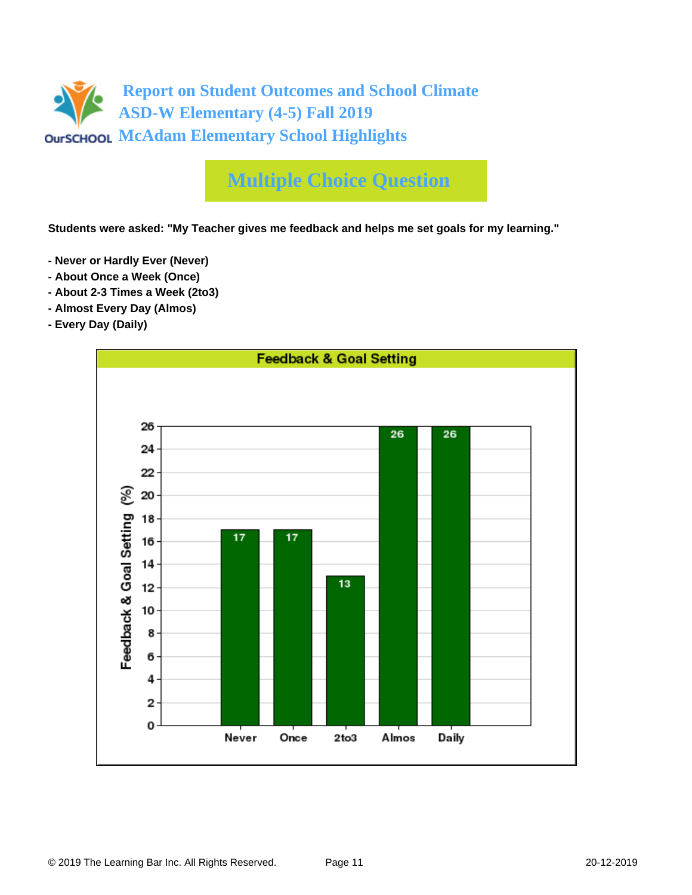# Report on Student Outcomes and School Climate
## ASD-W Elementary (4-5) Fall 2019
## McAdam Elementary School Highlights

## Multiple Choice Question

**Students were asked: "My Teacher gives me feedback and helps me set goals for my learning."**

- **- Never or Hardly Ever (Never)**
- **- About Once a Week (Once)**
- **- About 2-3 Times a Week (2to3)**
- **- Almost Every Day (Almos)**
- **- Every Day (Daily)**

Feedback & Goal Setting

Feedback & Goal Setting (%)

26
24
22
20
18
16
14
12
10
8
6
4
2
0

17
17
13
26
26

Never
Once
2to3
Almos
Daily